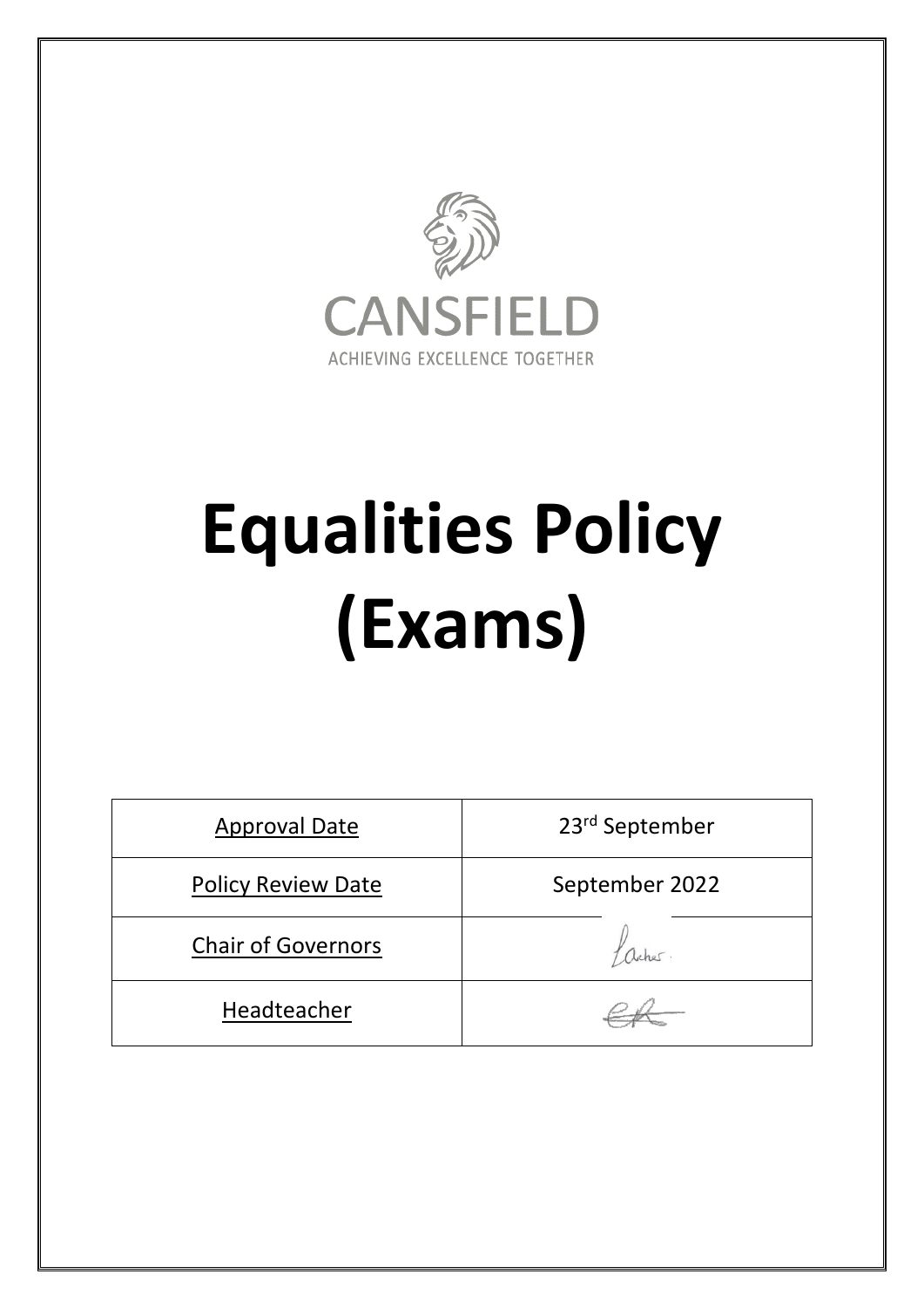CANSFIELD

ACHIEVING EXCELLENCE TOGETHER

# Equalities Policy (Exams)

| Approval Date | 23rd September |
|---|---|
| Policy Review Date | September 2022 |
| Chair of Governors | |
| Headteacher | |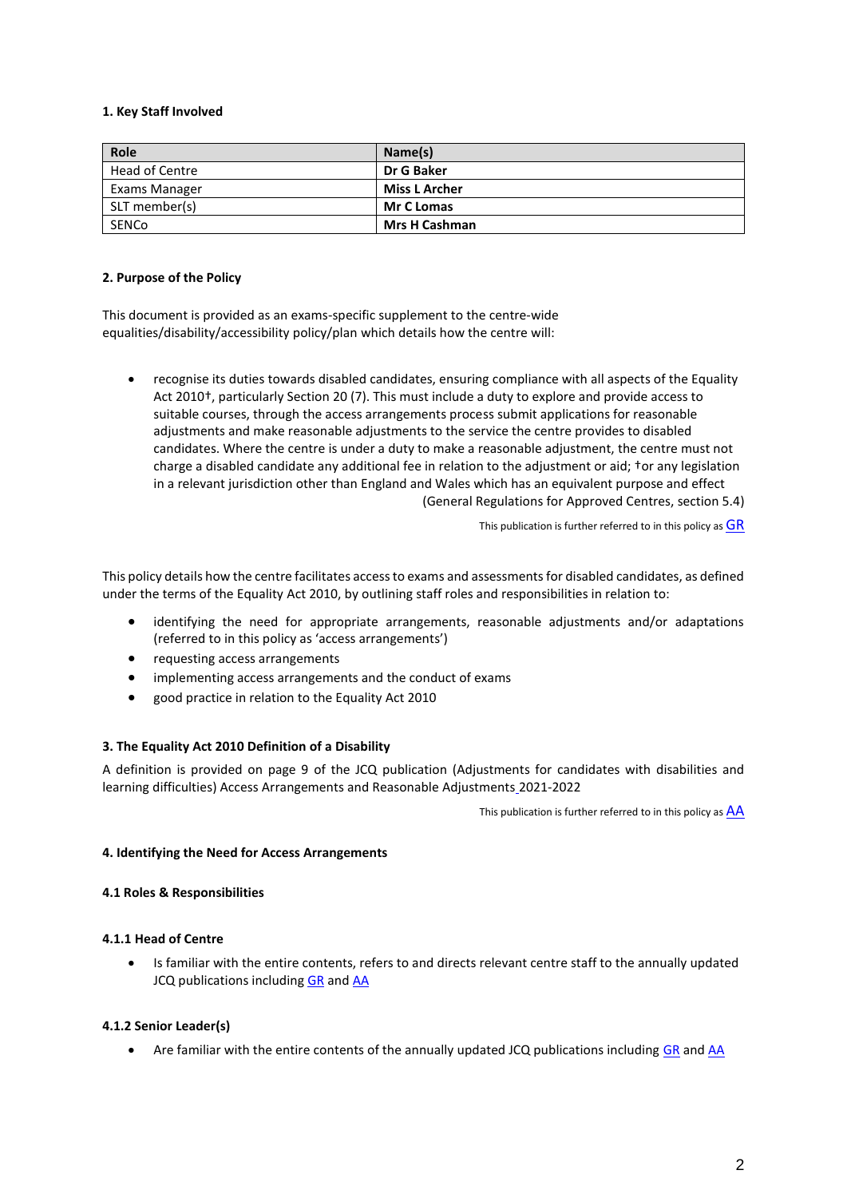### 1. Key Staff Involved

| Role | Name(s) |
|---|---|
| Head of Centre | **Dr G Baker** |
| Exams Manager | **Miss L Archer** |
| SLT member(s) | **Mr C Lomas** |
| SENCo | **Mrs H Cashman** |

### 2. Purpose of the Policy

This document is provided as an exams-specific supplement to the centre-wide equalities/disability/accessibility policy/plan which details how the centre will:

- recognise its duties towards disabled candidates, ensuring compliance with all aspects of the Equality Act 2010†, particularly Section 20 (7). This must include a duty to explore and provide access to suitable courses, through the access arrangements process submit applications for reasonable adjustments and make reasonable adjustments to the service the centre provides to disabled candidates. Where the centre is under a duty to make a reasonable adjustment, the centre must not charge a disabled candidate any additional fee in relation to the adjustment or aid; †or any legislation in a relevant jurisdiction other than England and Wales which has an equivalent purpose and effect (General Regulations for Approved Centres, section 5.4)

This publication is further referred to in this policy as GR

This policy details how the centre facilitates access to exams and assessments for disabled candidates, as defined under the terms of the Equality Act 2010, by outlining staff roles and responsibilities in relation to:

- identifying the need for appropriate arrangements, reasonable adjustments and/or adaptations (referred to in this policy as 'access arrangements')
- requesting access arrangements
- implementing access arrangements and the conduct of exams
- good practice in relation to the Equality Act 2010

### 3. The Equality Act 2010 Definition of a Disability

A definition is provided on page 9 of the JCQ publication (Adjustments for candidates with disabilities and learning difficulties) Access Arrangements and Reasonable Adjustments 2021-2022

This publication is further referred to in this policy as AA

### 4. Identifying the Need for Access Arrangements

#### 4.1 Roles & Responsibilities

##### 4.1.1 Head of Centre

- Is familiar with the entire contents, refers to and directs relevant centre staff to the annually updated JCQ publications including GR and AA

##### 4.1.2 Senior Leader(s)

- Are familiar with the entire contents of the annually updated JCQ publications including GR and AA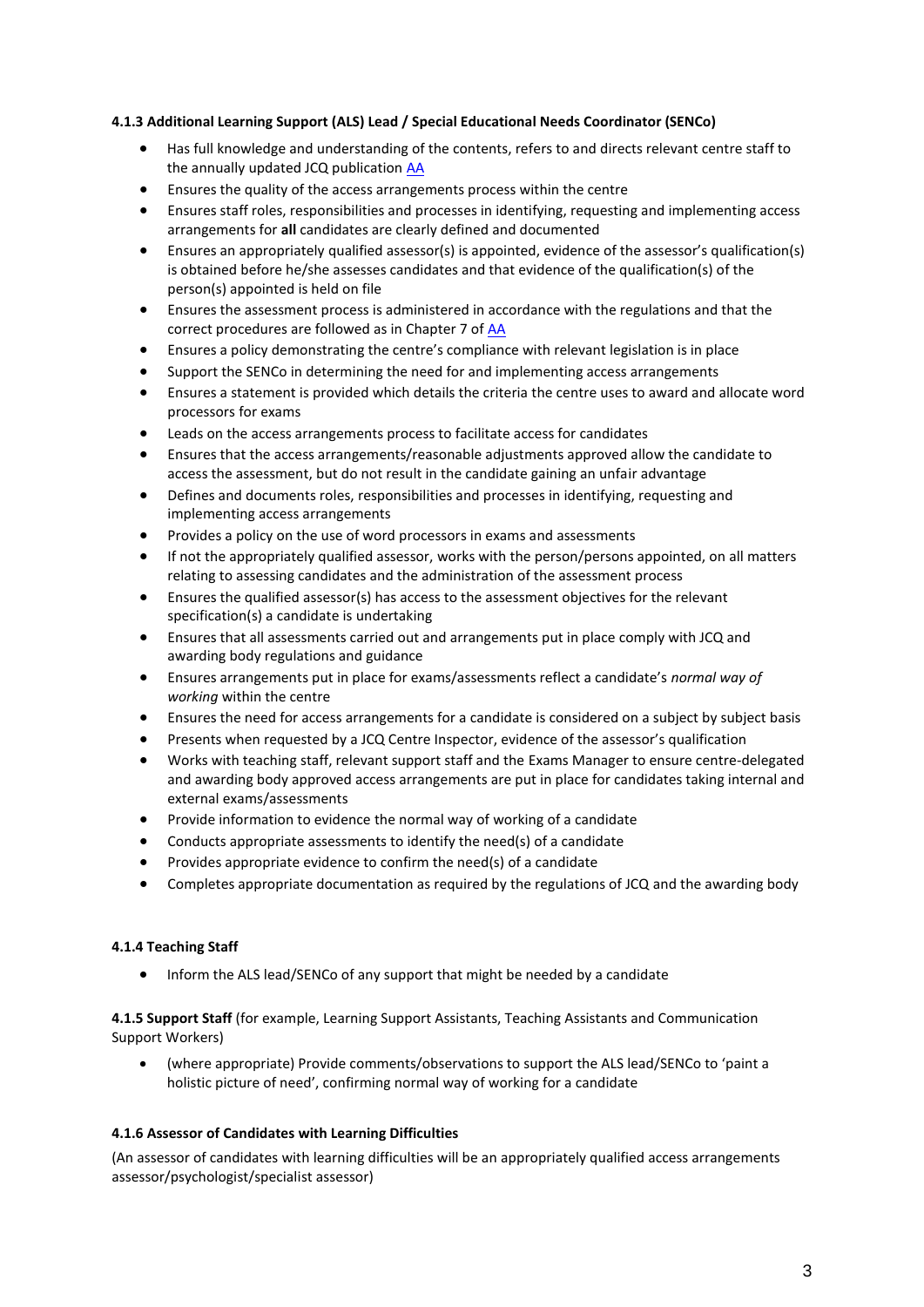#### 4.1.3 Additional Learning Support (ALS) Lead / Special Educational Needs Coordinator (SENCo)

- Has full knowledge and understanding of the contents, refers to and directs relevant centre staff to the annually updated JCQ publication AA
- Ensures the quality of the access arrangements process within the centre
- Ensures staff roles, responsibilities and processes in identifying, requesting and implementing access arrangements for **all** candidates are clearly defined and documented
- Ensures an appropriately qualified assessor(s) is appointed, evidence of the assessor's qualification(s) is obtained before he/she assesses candidates and that evidence of the qualification(s) of the person(s) appointed is held on file
- Ensures the assessment process is administered in accordance with the regulations and that the correct procedures are followed as in Chapter 7 of AA
- Ensures a policy demonstrating the centre's compliance with relevant legislation is in place
- Support the SENCo in determining the need for and implementing access arrangements
- Ensures a statement is provided which details the criteria the centre uses to award and allocate word processors for exams
- Leads on the access arrangements process to facilitate access for candidates
- Ensures that the access arrangements/reasonable adjustments approved allow the candidate to access the assessment, but do not result in the candidate gaining an unfair advantage
- Defines and documents roles, responsibilities and processes in identifying, requesting and implementing access arrangements
- Provides a policy on the use of word processors in exams and assessments
- If not the appropriately qualified assessor, works with the person/persons appointed, on all matters relating to assessing candidates and the administration of the assessment process
- Ensures the qualified assessor(s) has access to the assessment objectives for the relevant specification(s) a candidate is undertaking
- Ensures that all assessments carried out and arrangements put in place comply with JCQ and awarding body regulations and guidance
- Ensures arrangements put in place for exams/assessments reflect a candidate's *normal way of working* within the centre
- Ensures the need for access arrangements for a candidate is considered on a subject by subject basis
- Presents when requested by a JCQ Centre Inspector, evidence of the assessor's qualification
- Works with teaching staff, relevant support staff and the Exams Manager to ensure centre-delegated and awarding body approved access arrangements are put in place for candidates taking internal and external exams/assessments
- Provide information to evidence the normal way of working of a candidate
- Conducts appropriate assessments to identify the need(s) of a candidate
- Provides appropriate evidence to confirm the need(s) of a candidate
- Completes appropriate documentation as required by the regulations of JCQ and the awarding body

#### 4.1.4 Teaching Staff

- Inform the ALS lead/SENCo of any support that might be needed by a candidate

**4.1.5 Support Staff** (for example, Learning Support Assistants, Teaching Assistants and Communication Support Workers)

- (where appropriate) Provide comments/observations to support the ALS lead/SENCo to 'paint a holistic picture of need', confirming normal way of working for a candidate

#### 4.1.6 Assessor of Candidates with Learning Difficulties

(An assessor of candidates with learning difficulties will be an appropriately qualified access arrangements assessor/psychologist/specialist assessor)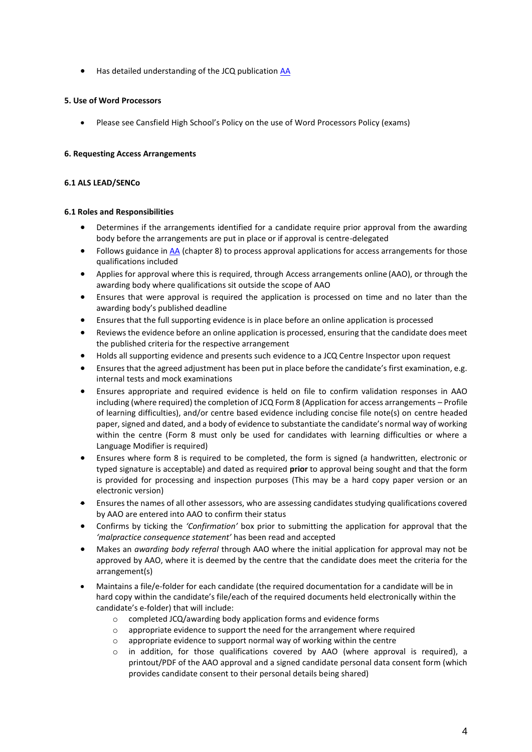- Has detailed understanding of the JCQ publication [AA]

**5. Use of Word Processors**

- Please see Cansfield High School's Policy on the use of Word Processors Policy (exams)

**6. Requesting Access Arrangements**

**6.1 ALS LEAD/SENCo**

**6.1 Roles and Responsibilities**

- Determines if the arrangements identified for a candidate require prior approval from the awarding body before the arrangements are put in place or if approval is centre-delegated
- Follows guidance in [AA] (chapter 8) to process approval applications for access arrangements for those qualifications included
- Applies for approval where this is required, through Access arrangements online (AAO), or through the awarding body where qualifications sit outside the scope of AAO
- Ensures that were approval is required the application is processed on time and no later than the awarding body's published deadline
- Ensures that the full supporting evidence is in place before an online application is processed
- Reviews the evidence before an online application is processed, ensuring that the candidate does meet the published criteria for the respective arrangement
- Holds all supporting evidence and presents such evidence to a JCQ Centre Inspector upon request
- Ensures that the agreed adjustment has been put in place before the candidate's first examination, e.g. internal tests and mock examinations
- Ensures appropriate and required evidence is held on file to confirm validation responses in AAO including (where required) the completion of JCQ Form 8 (Application for access arrangements – Profile of learning difficulties), and/or centre based evidence including concise file note(s) on centre headed paper, signed and dated, and a body of evidence to substantiate the candidate's normal way of working within the centre (Form 8 must only be used for candidates with learning difficulties or where a Language Modifier is required)
- Ensures where form 8 is required to be completed, the form is signed (a handwritten, electronic or typed signature is acceptable) and dated as required **prior** to approval being sought and that the form is provided for processing and inspection purposes (This may be a hard copy paper version or an electronic version)
- Ensures the names of all other assessors, who are assessing candidates studying qualifications covered by AAO are entered into AAO to confirm their status
- Confirms by ticking the *'Confirmation'* box prior to submitting the application for approval that the *'malpractice consequence statement'* has been read and accepted
- Makes an *awarding body referral* through AAO where the initial application for approval may not be approved by AAO, where it is deemed by the centre that the candidate does meet the criteria for the arrangement(s)
- Maintains a file/e-folder for each candidate (the required documentation for a candidate will be in hard copy within the candidate's file/each of the required documents held electronically within the candidate's e-folder) that will include:
  - completed JCQ/awarding body application forms and evidence forms
  - appropriate evidence to support the need for the arrangement where required
  - appropriate evidence to support normal way of working within the centre
  - in addition, for those qualifications covered by AAO (where approval is required), a printout/PDF of the AAO approval and a signed candidate personal data consent form (which provides candidate consent to their personal details being shared)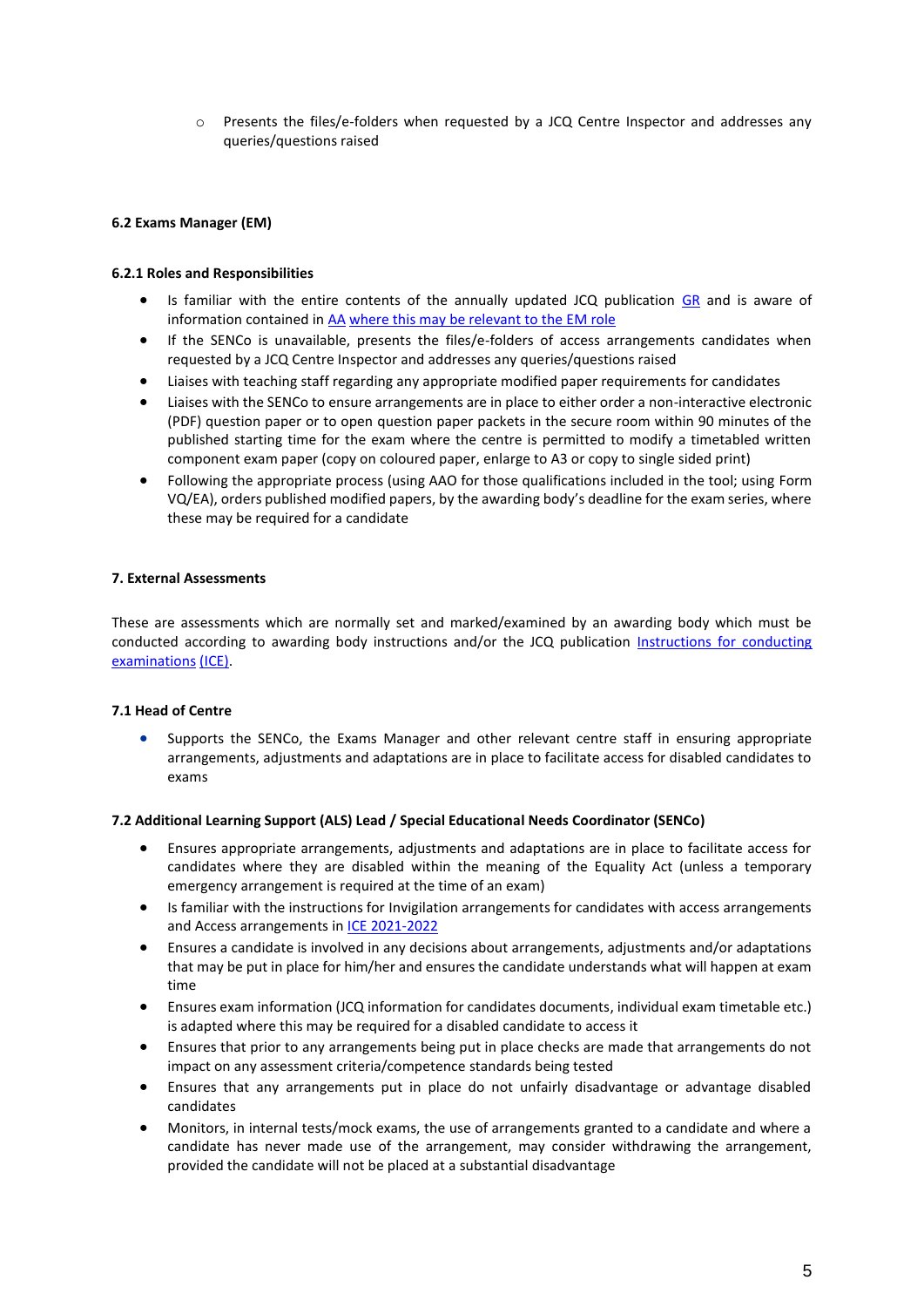- Presents the files/e-folders when requested by a JCQ Centre Inspector and addresses any queries/questions raised

**6.2 Exams Manager (EM)**

**6.2.1 Roles and Responsibilities**

- Is familiar with the entire contents of the annually updated JCQ publication GR and is aware of information contained in AA where this may be relevant to the EM role
- If the SENCo is unavailable, presents the files/e-folders of access arrangements candidates when requested by a JCQ Centre Inspector and addresses any queries/questions raised
- Liaises with teaching staff regarding any appropriate modified paper requirements for candidates
- Liaises with the SENCo to ensure arrangements are in place to either order a non-interactive electronic (PDF) question paper or to open question paper packets in the secure room within 90 minutes of the published starting time for the exam where the centre is permitted to modify a timetabled written component exam paper (copy on coloured paper, enlarge to A3 or copy to single sided print)
- Following the appropriate process (using AAO for those qualifications included in the tool; using Form VQ/EA), orders published modified papers, by the awarding body's deadline for the exam series, where these may be required for a candidate

**7. External Assessments**

These are assessments which are normally set and marked/examined by an awarding body which must be conducted according to awarding body instructions and/or the JCQ publication Instructions for conducting examinations (ICE).

**7.1 Head of Centre**

- Supports the SENCo, the Exams Manager and other relevant centre staff in ensuring appropriate arrangements, adjustments and adaptations are in place to facilitate access for disabled candidates to exams

**7.2 Additional Learning Support (ALS) Lead / Special Educational Needs Coordinator (SENCo)**

- Ensures appropriate arrangements, adjustments and adaptations are in place to facilitate access for candidates where they are disabled within the meaning of the Equality Act (unless a temporary emergency arrangement is required at the time of an exam)
- Is familiar with the instructions for Invigilation arrangements for candidates with access arrangements and Access arrangements in ICE 2021-2022
- Ensures a candidate is involved in any decisions about arrangements, adjustments and/or adaptations that may be put in place for him/her and ensures the candidate understands what will happen at exam time
- Ensures exam information (JCQ information for candidates documents, individual exam timetable etc.) is adapted where this may be required for a disabled candidate to access it
- Ensures that prior to any arrangements being put in place checks are made that arrangements do not impact on any assessment criteria/competence standards being tested
- Ensures that any arrangements put in place do not unfairly disadvantage or advantage disabled candidates
- Monitors, in internal tests/mock exams, the use of arrangements granted to a candidate and where a candidate has never made use of the arrangement, may consider withdrawing the arrangement, provided the candidate will not be placed at a substantial disadvantage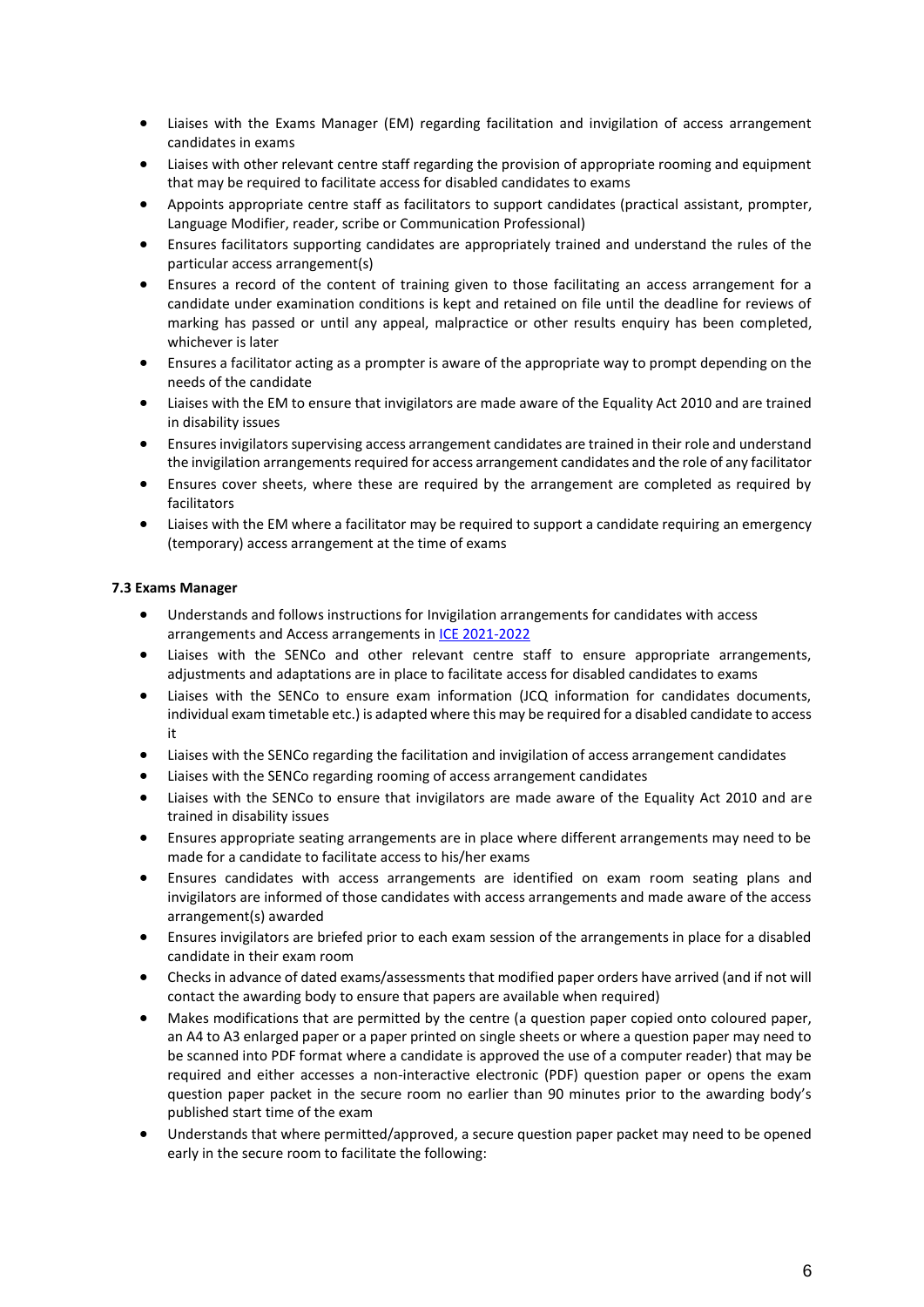- Liaises with the Exams Manager (EM) regarding facilitation and invigilation of access arrangement candidates in exams
- Liaises with other relevant centre staff regarding the provision of appropriate rooming and equipment that may be required to facilitate access for disabled candidates to exams
- Appoints appropriate centre staff as facilitators to support candidates (practical assistant, prompter, Language Modifier, reader, scribe or Communication Professional)
- Ensures facilitators supporting candidates are appropriately trained and understand the rules of the particular access arrangement(s)
- Ensures a record of the content of training given to those facilitating an access arrangement for a candidate under examination conditions is kept and retained on file until the deadline for reviews of marking has passed or until any appeal, malpractice or other results enquiry has been completed, whichever is later
- Ensures a facilitator acting as a prompter is aware of the appropriate way to prompt depending on the needs of the candidate
- Liaises with the EM to ensure that invigilators are made aware of the Equality Act 2010 and are trained in disability issues
- Ensures invigilators supervising access arrangement candidates are trained in their role and understand the invigilation arrangements required for access arrangement candidates and the role of any facilitator
- Ensures cover sheets, where these are required by the arrangement are completed as required by facilitators
- Liaises with the EM where a facilitator may be required to support a candidate requiring an emergency (temporary) access arrangement at the time of exams

**7.3 Exams Manager**

- Understands and follows instructions for Invigilation arrangements for candidates with access arrangements and Access arrangements in ICE 2021-2022
- Liaises with the SENCo and other relevant centre staff to ensure appropriate arrangements, adjustments and adaptations are in place to facilitate access for disabled candidates to exams
- Liaises with the SENCo to ensure exam information (JCQ information for candidates documents, individual exam timetable etc.) is adapted where this may be required for a disabled candidate to access it
- Liaises with the SENCo regarding the facilitation and invigilation of access arrangement candidates
- Liaises with the SENCo regarding rooming of access arrangement candidates
- Liaises with the SENCo to ensure that invigilators are made aware of the Equality Act 2010 and are trained in disability issues
- Ensures appropriate seating arrangements are in place where different arrangements may need to be made for a candidate to facilitate access to his/her exams
- Ensures candidates with access arrangements are identified on exam room seating plans and invigilators are informed of those candidates with access arrangements and made aware of the access arrangement(s) awarded
- Ensures invigilators are briefed prior to each exam session of the arrangements in place for a disabled candidate in their exam room
- Checks in advance of dated exams/assessments that modified paper orders have arrived (and if not will contact the awarding body to ensure that papers are available when required)
- Makes modifications that are permitted by the centre (a question paper copied onto coloured paper, an A4 to A3 enlarged paper or a paper printed on single sheets or where a question paper may need to be scanned into PDF format where a candidate is approved the use of a computer reader) that may be required and either accesses a non-interactive electronic (PDF) question paper or opens the exam question paper packet in the secure room no earlier than 90 minutes prior to the awarding body's published start time of the exam
- Understands that where permitted/approved, a secure question paper packet may need to be opened early in the secure room to facilitate the following: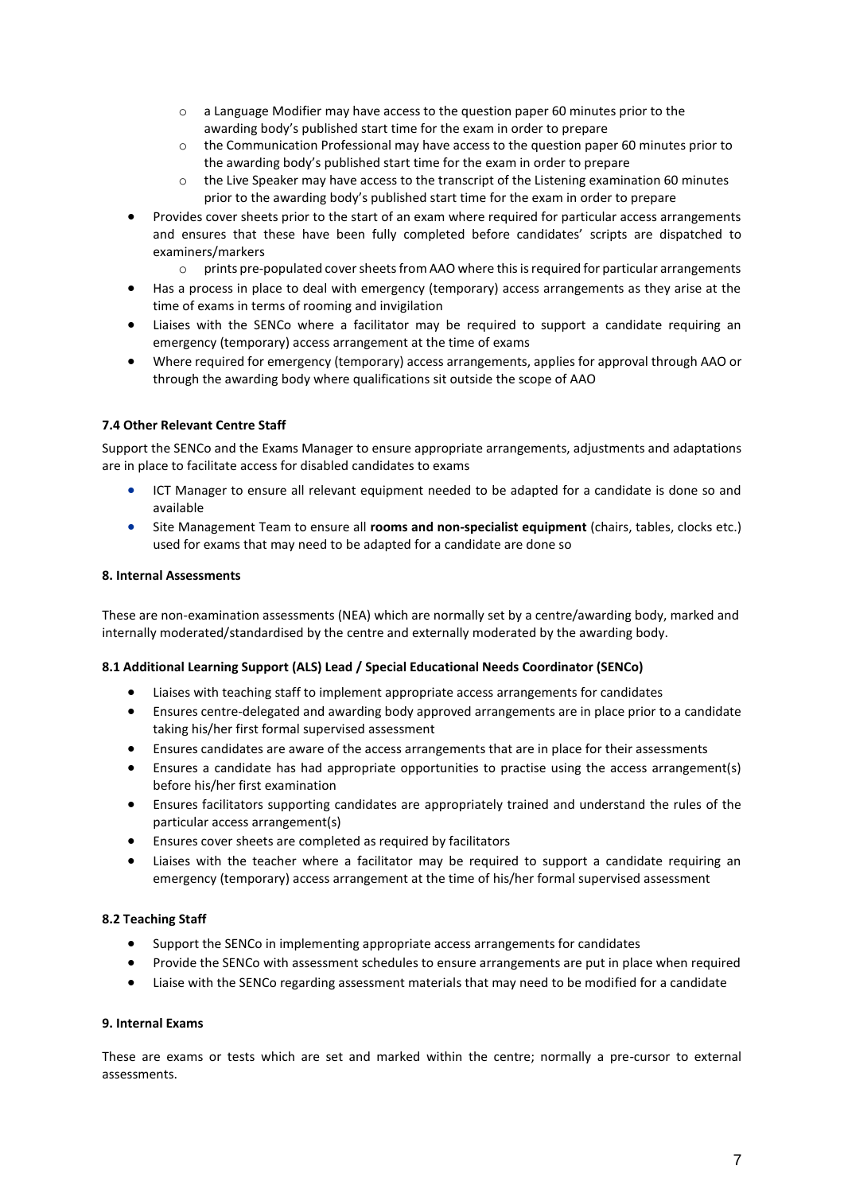- a Language Modifier may have access to the question paper 60 minutes prior to the awarding body's published start time for the exam in order to prepare
    - the Communication Professional may have access to the question paper 60 minutes prior to the awarding body's published start time for the exam in order to prepare
    - the Live Speaker may have access to the transcript of the Listening examination 60 minutes prior to the awarding body's published start time for the exam in order to prepare
- Provides cover sheets prior to the start of an exam where required for particular access arrangements and ensures that these have been fully completed before candidates' scripts are dispatched to examiners/markers
    - prints pre-populated cover sheets from AAO where this is required for particular arrangements
- Has a process in place to deal with emergency (temporary) access arrangements as they arise at the time of exams in terms of rooming and invigilation
- Liaises with the SENCo where a facilitator may be required to support a candidate requiring an emergency (temporary) access arrangement at the time of exams
- Where required for emergency (temporary) access arrangements, applies for approval through AAO or through the awarding body where qualifications sit outside the scope of AAO

**7.4 Other Relevant Centre Staff**

Support the SENCo and the Exams Manager to ensure appropriate arrangements, adjustments and adaptations are in place to facilitate access for disabled candidates to exams

- ICT Manager to ensure all relevant equipment needed to be adapted for a candidate is done so and available
- Site Management Team to ensure all **rooms and non-specialist equipment** (chairs, tables, clocks etc.) used for exams that may need to be adapted for a candidate are done so

**8. Internal Assessments**

These are non-examination assessments (NEA) which are normally set by a centre/awarding body, marked and internally moderated/standardised by the centre and externally moderated by the awarding body.

**8.1 Additional Learning Support (ALS) Lead / Special Educational Needs Coordinator (SENCo)**

- Liaises with teaching staff to implement appropriate access arrangements for candidates
- Ensures centre-delegated and awarding body approved arrangements are in place prior to a candidate taking his/her first formal supervised assessment
- Ensures candidates are aware of the access arrangements that are in place for their assessments
- Ensures a candidate has had appropriate opportunities to practise using the access arrangement(s) before his/her first examination
- Ensures facilitators supporting candidates are appropriately trained and understand the rules of the particular access arrangement(s)
- Ensures cover sheets are completed as required by facilitators
- Liaises with the teacher where a facilitator may be required to support a candidate requiring an emergency (temporary) access arrangement at the time of his/her formal supervised assessment

**8.2 Teaching Staff**

- Support the SENCo in implementing appropriate access arrangements for candidates
- Provide the SENCo with assessment schedules to ensure arrangements are put in place when required
- Liaise with the SENCo regarding assessment materials that may need to be modified for a candidate

**9. Internal Exams**

These are exams or tests which are set and marked within the centre; normally a pre-cursor to external assessments.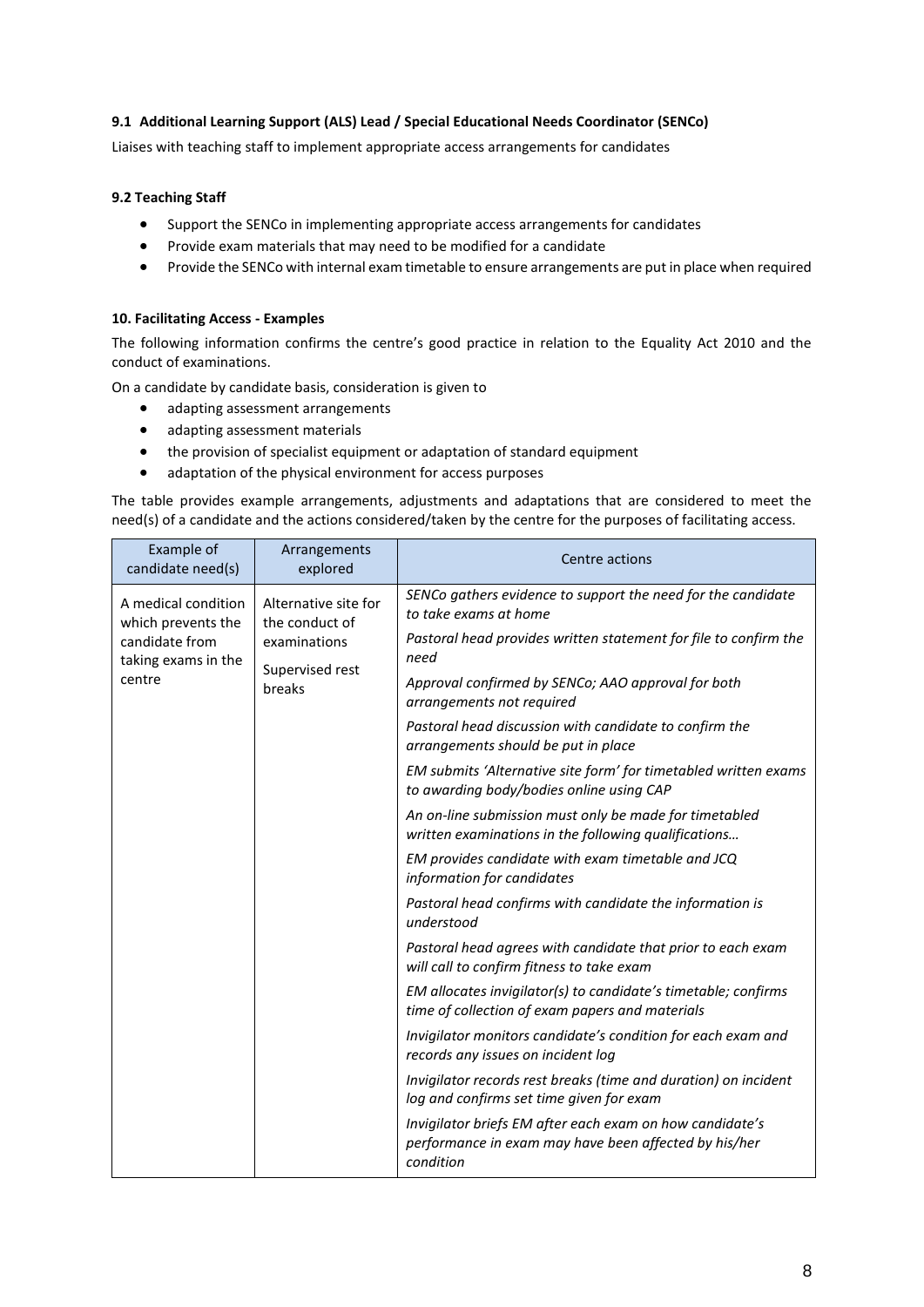**9.1 Additional Learning Support (ALS) Lead / Special Educational Needs Coordinator (SENCo)**

Liaises with teaching staff to implement appropriate access arrangements for candidates

**9.2 Teaching Staff**

- Support the SENCo in implementing appropriate access arrangements for candidates
- Provide exam materials that may need to be modified for a candidate
- Provide the SENCo with internal exam timetable to ensure arrangements are put in place when required

**10. Facilitating Access - Examples**

The following information confirms the centre's good practice in relation to the Equality Act 2010 and the conduct of examinations.

On a candidate by candidate basis, consideration is given to

- adapting assessment arrangements
- adapting assessment materials
- the provision of specialist equipment or adaptation of standard equipment
- adaptation of the physical environment for access purposes

The table provides example arrangements, adjustments and adaptations that are considered to meet the need(s) of a candidate and the actions considered/taken by the centre for the purposes of facilitating access.

| Example of candidate need(s) | Arrangements explored | Centre actions |
|---|---|---|
| A medical condition which prevents the candidate from taking exams in the centre | Alternative site for the conduct of examinations<br><br>Supervised rest breaks | *SENCo gathers evidence to support the need for the candidate to take exams at home* |
| | | *Pastoral head provides written statement for file to confirm the need* |
| | | *Approval confirmed by SENCo; AAO approval for both arrangements not required* |
| | | *Pastoral head discussion with candidate to confirm the arrangements should be put in place* |
| | | *EM submits 'Alternative site form' for timetabled written exams to awarding body/bodies online using CAP* |
| | | *An on-line submission must only be made for timetabled written examinations in the following qualifications…* |
| | | *EM provides candidate with exam timetable and JCQ information for candidates* |
| | | *Pastoral head confirms with candidate the information is understood* |
| | | *Pastoral head agrees with candidate that prior to each exam will call to confirm fitness to take exam* |
| | | *EM allocates invigilator(s) to candidate's timetable; confirms time of collection of exam papers and materials* |
| | | *Invigilator monitors candidate's condition for each exam and records any issues on incident log* |
| | | *Invigilator records rest breaks (time and duration) on incident log and confirms set time given for exam* |
| | | *Invigilator briefs EM after each exam on how candidate's performance in exam may have been affected by his/her condition* |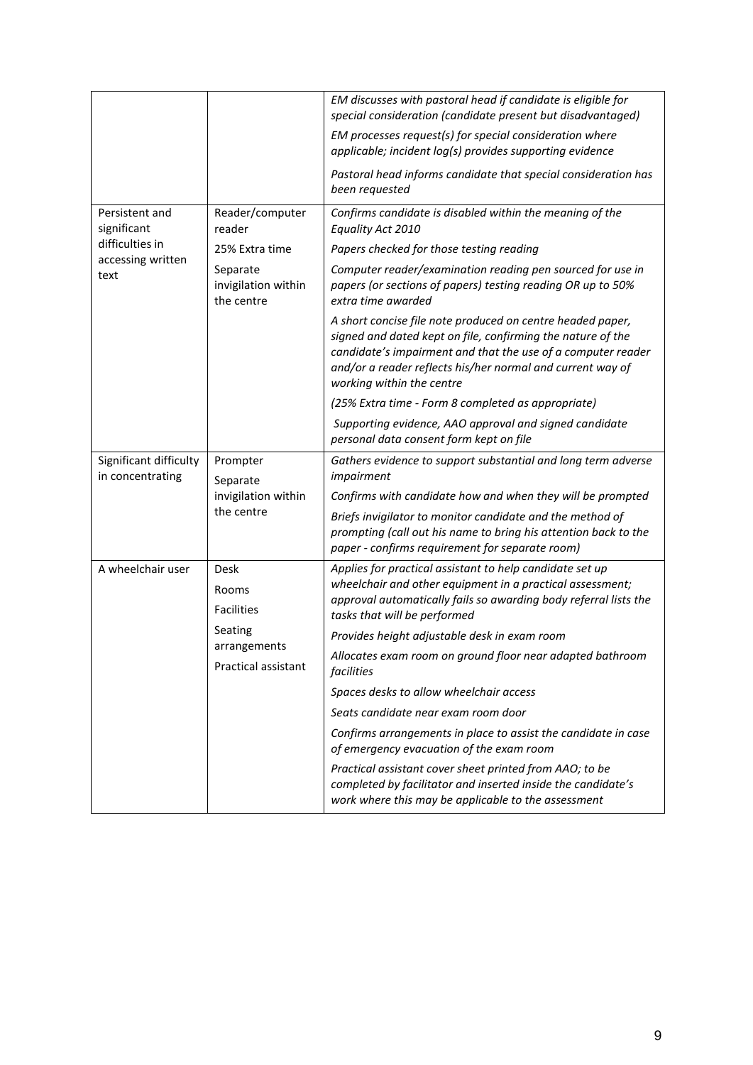| | | |
|---|---|---|
| | | *EM discusses with pastoral head if candidate is eligible for special consideration (candidate present but disadvantaged)*<br>*EM processes request(s) for special consideration where applicable; incident log(s) provides supporting evidence*<br>*Pastoral head informs candidate that special consideration has been requested* |
| Persistent and significant difficulties in accessing written text | Reader/computer reader<br>25% Extra time<br>Separate invigilation within the centre | *Confirms candidate is disabled within the meaning of the Equality Act 2010*<br>*Papers checked for those testing reading*<br>*Computer reader/examination reading pen sourced for use in papers (or sections of papers) testing reading OR up to 50% extra time awarded*<br>*A short concise file note produced on centre headed paper, signed and dated kept on file, confirming the nature of the candidate's impairment and that the use of a computer reader and/or a reader reflects his/her normal and current way of working within the centre*<br>*(25% Extra time - Form 8 completed as appropriate)*<br>*Supporting evidence, AAO approval and signed candidate personal data consent form kept on file* |
| Significant difficulty in concentrating | Prompter<br>Separate invigilation within the centre | *Gathers evidence to support substantial and long term adverse impairment*<br>*Confirms with candidate how and when they will be prompted*<br>*Briefs invigilator to monitor candidate and the method of prompting (call out his name to bring his attention back to the paper - confirms requirement for separate room)* |
| A wheelchair user | Desk<br>Rooms<br>Facilities<br>Seating arrangements<br>Practical assistant | *Applies for practical assistant to help candidate set up wheelchair and other equipment in a practical assessment; approval automatically fails so awarding body referral lists the tasks that will be performed*<br>*Provides height adjustable desk in exam room*<br>*Allocates exam room on ground floor near adapted bathroom facilities*<br>*Spaces desks to allow wheelchair access*<br>*Seats candidate near exam room door*<br>*Confirms arrangements in place to assist the candidate in case of emergency evacuation of the exam room*<br>*Practical assistant cover sheet printed from AAO; to be completed by facilitator and inserted inside the candidate's work where this may be applicable to the assessment* |